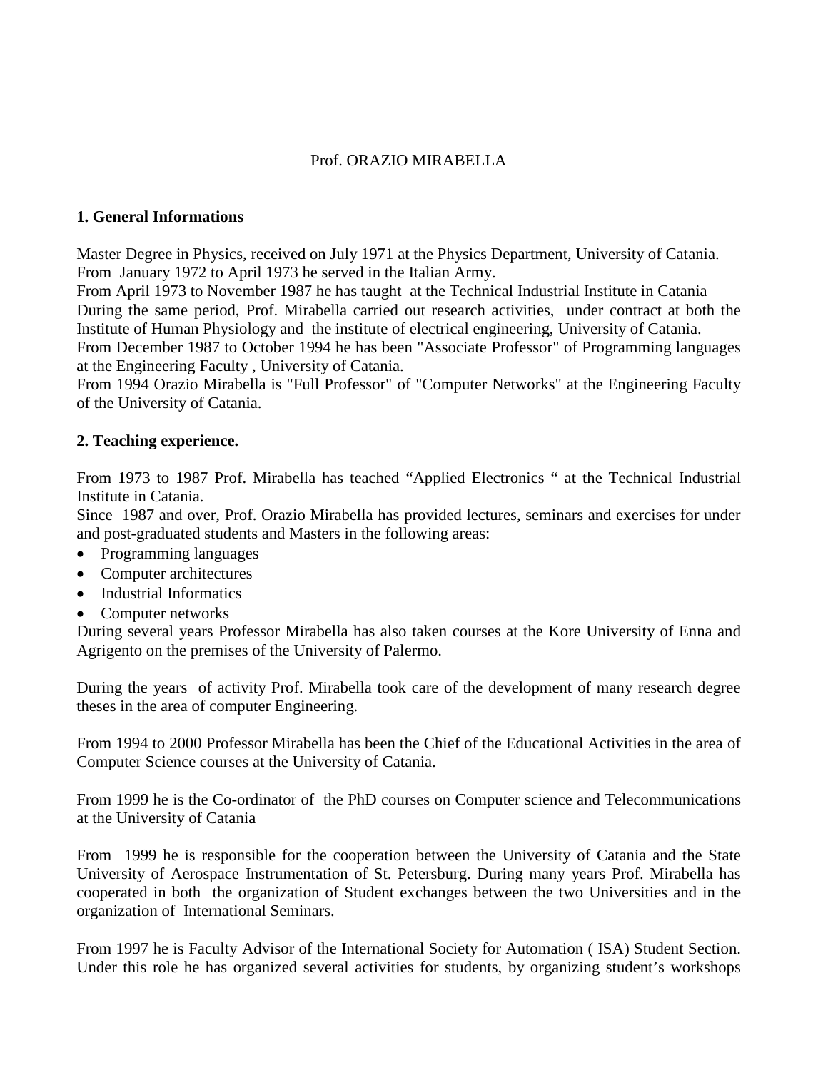Prof. ORAZIO MIRABELLA

**1. General Informations**

Master Degree in Physics, received on July 1971 at the Physics Department, University of Catania.
From January 1972 to April 1973 he served in the Italian Army.
From April 1973 to November 1987 he has taught at the Technical Industrial Institute in Catania
During the same period, Prof. Mirabella carried out research activities, under contract at both the Institute of Human Physiology and the institute of electrical engineering, University of Catania.
From December 1987 to October 1994 he has been "Associate Professor" of Programming languages at the Engineering Faculty , University of Catania.
From 1994 Orazio Mirabella is "Full Professor" of "Computer Networks" at the Engineering Faculty of the University of Catania.

**2. Teaching experience.**

From 1973 to 1987 Prof. Mirabella has teached “Applied Electronics “ at the Technical Industrial Institute in Catania.
Since 1987 and over, Prof. Orazio Mirabella has provided lectures, seminars and exercises for under and post-graduated students and Masters in the following areas:

- Programming languages
- Computer architectures
- Industrial Informatics
- Computer networks

During several years Professor Mirabella has also taken courses at the Kore University of Enna and Agrigento on the premises of the University of Palermo.

During the years of activity Prof. Mirabella took care of the development of many research degree theses in the area of computer Engineering.

From 1994 to 2000 Professor Mirabella has been the Chief of the Educational Activities in the area of Computer Science courses at the University of Catania.

From 1999 he is the Co-ordinator of the PhD courses on Computer science and Telecommunications at the University of Catania

From 1999 he is responsible for the cooperation between the University of Catania and the State University of Aerospace Instrumentation of St. Petersburg. During many years Prof. Mirabella has cooperated in both the organization of Student exchanges between the two Universities and in the organization of International Seminars.

From 1997 he is Faculty Advisor of the International Society for Automation ( ISA) Student Section. Under this role he has organized several activities for students, by organizing student’s workshops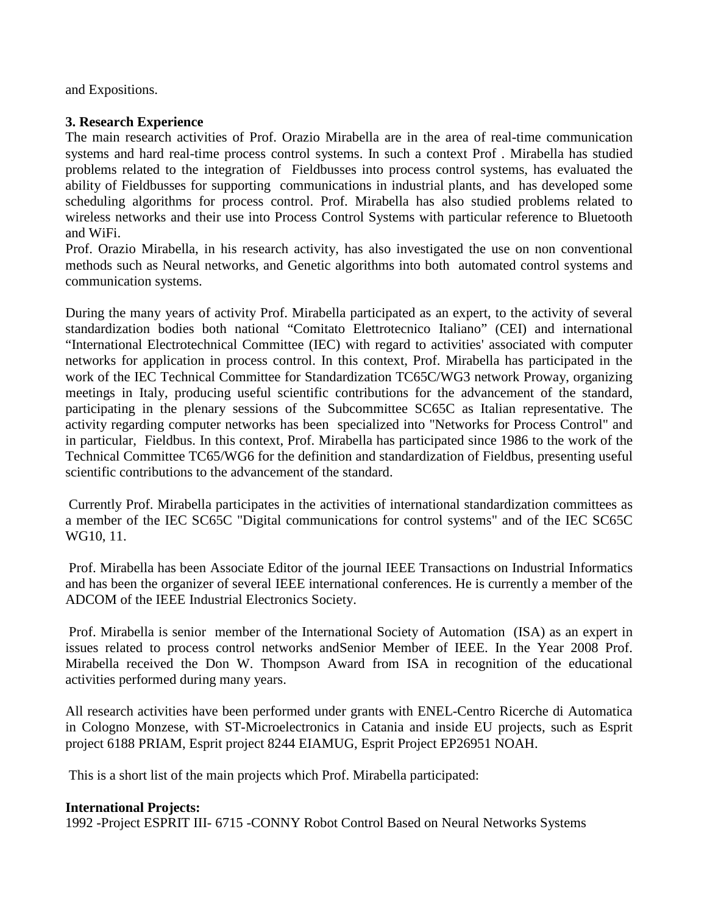and Expositions.

**3. Research Experience**

The main research activities of Prof. Orazio Mirabella are in the area of real-time communication systems and hard real-time process control systems. In such a context Prof . Mirabella has studied problems related to the integration of Fieldbusses into process control systems, has evaluated the ability of Fieldbusses for supporting communications in industrial plants, and has developed some scheduling algorithms for process control. Prof. Mirabella has also studied problems related to wireless networks and their use into Process Control Systems with particular reference to Bluetooth and WiFi.

Prof. Orazio Mirabella, in his research activity, has also investigated the use on non conventional methods such as Neural networks, and Genetic algorithms into both automated control systems and communication systems.

During the many years of activity Prof. Mirabella participated as an expert, to the activity of several standardization bodies both national "Comitato Elettrotecnico Italiano" (CEI) and international "International Electrotechnical Committee (IEC) with regard to activities' associated with computer networks for application in process control. In this context, Prof. Mirabella has participated in the work of the IEC Technical Committee for Standardization TC65C/WG3 network Proway, organizing meetings in Italy, producing useful scientific contributions for the advancement of the standard, participating in the plenary sessions of the Subcommittee SC65C as Italian representative. The activity regarding computer networks has been specialized into "Networks for Process Control" and in particular, Fieldbus. In this context, Prof. Mirabella has participated since 1986 to the work of the Technical Committee TC65/WG6 for the definition and standardization of Fieldbus, presenting useful scientific contributions to the advancement of the standard.

Currently Prof. Mirabella participates in the activities of international standardization committees as a member of the IEC SC65C "Digital communications for control systems" and of the IEC SC65C WG10, 11.

Prof. Mirabella has been Associate Editor of the journal IEEE Transactions on Industrial Informatics and has been the organizer of several IEEE international conferences. He is currently a member of the ADCOM of the IEEE Industrial Electronics Society.

Prof. Mirabella is senior member of the International Society of Automation (ISA) as an expert in issues related to process control networks andSenior Member of IEEE. In the Year 2008 Prof. Mirabella received the Don W. Thompson Award from ISA in recognition of the educational activities performed during many years.

All research activities have been performed under grants with ENEL-Centro Ricerche di Automatica in Cologno Monzese, with ST-Microelectronics in Catania and inside EU projects, such as Esprit project 6188 PRIAM, Esprit project 8244 EIAMUG, Esprit Project EP26951 NOAH.

This is a short list of the main projects which Prof. Mirabella participated:

**International Projects:**

1992 -Project ESPRIT III- 6715 -CONNY Robot Control Based on Neural Networks Systems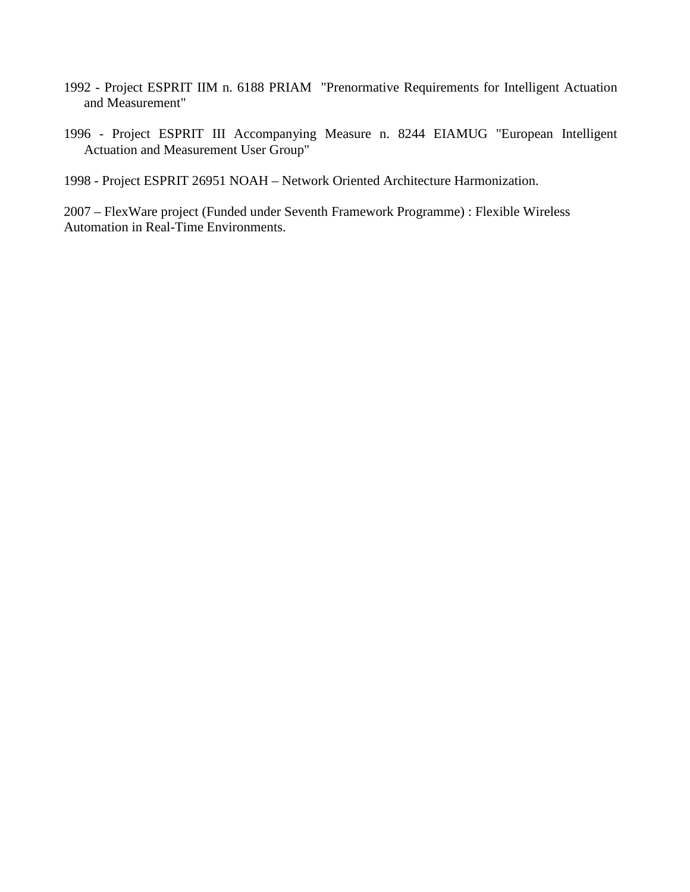1992 - Project ESPRIT IIM n. 6188 PRIAM "Prenormative Requirements for Intelligent Actuation and Measurement"

1996 - Project ESPRIT III Accompanying Measure n. 8244 EIAMUG "European Intelligent Actuation and Measurement User Group"

1998 - Project ESPRIT 26951 NOAH – Network Oriented Architecture Harmonization.

2007 – FlexWare project (Funded under Seventh Framework Programme) : Flexible Wireless Automation in Real-Time Environments.